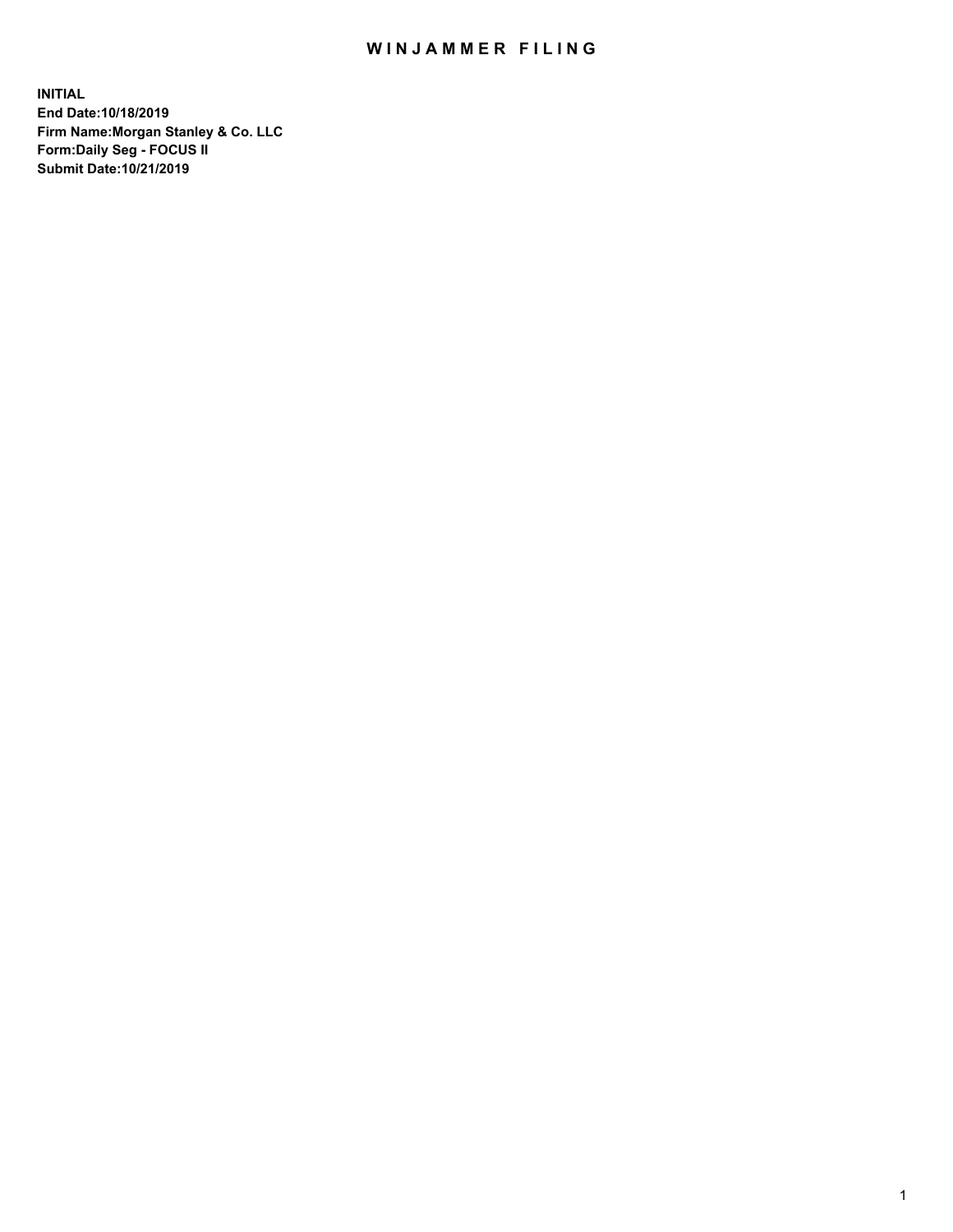# WINJAMMER FILING

**INITIAL**
**End Date:10/18/2019**
**Firm Name:Morgan Stanley & Co. LLC**
**Form:Daily Seg - FOCUS II**
**Submit Date:10/21/2019**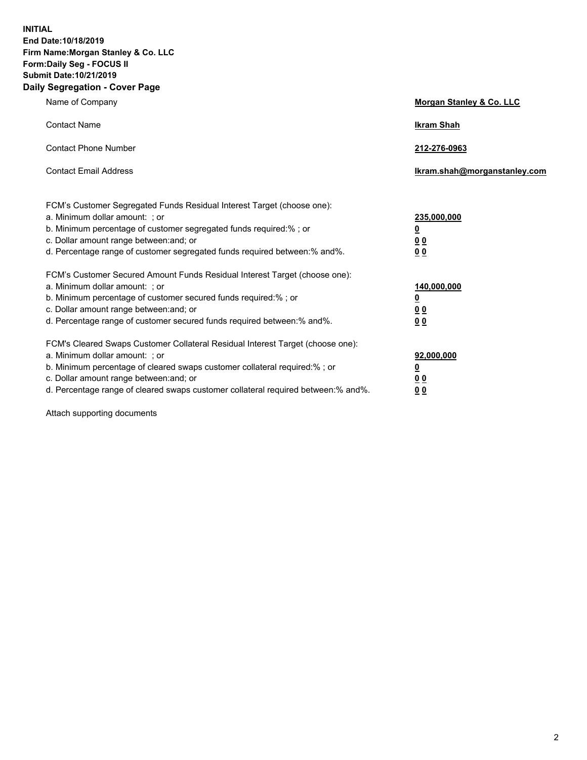**INITIAL**
**End Date:10/18/2019**
**Firm Name:Morgan Stanley & Co. LLC**
**Form:Daily Seg - FOCUS II**
**Submit Date:10/21/2019**

## Daily Segregation - Cover Page

| | |
|---|---|
| Name of Company | **Morgan Stanley & Co. LLC** |
| Contact Name | **Ikram Shah** |
| Contact Phone Number | **212-276-0963** |
| Contact Email Address | **Ikram.shah@morganstanley.com** |

| | |
|---|---|
| FCM's Customer Segregated Funds Residual Interest Target (choose one): | |
| a. Minimum dollar amount: ; or | **235,000,000** |
| b. Minimum percentage of customer segregated funds required:% ; or | **0** |
| c. Dollar amount range between:and; or | **0 0** |
| d. Percentage range of customer segregated funds required between:% and%. | **0 0** |
| FCM's Customer Secured Amount Funds Residual Interest Target (choose one): | |
| a. Minimum dollar amount: ; or | **140,000,000** |
| b. Minimum percentage of customer secured funds required:% ; or | **0** |
| c. Dollar amount range between:and; or | **0 0** |
| d. Percentage range of customer secured funds required between:% and%. | **0 0** |
| FCM's Cleared Swaps Customer Collateral Residual Interest Target (choose one): | |
| a. Minimum dollar amount: ; or | **92,000,000** |
| b. Minimum percentage of cleared swaps customer collateral required:% ; or | **0** |
| c. Dollar amount range between:and; or | **0 0** |
| d. Percentage range of cleared swaps customer collateral required between:% and%. | **0 0** |

Attach supporting documents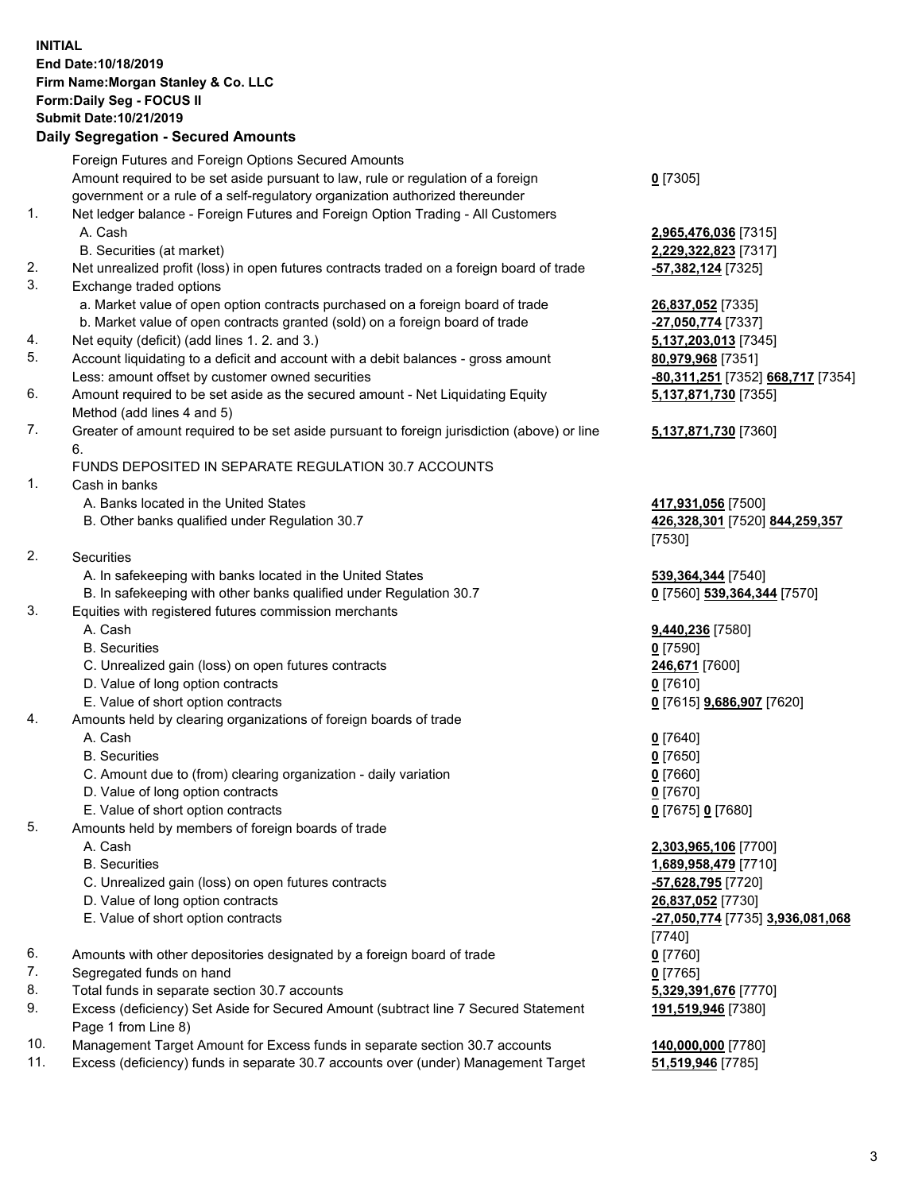**INITIAL**
**End Date:10/18/2019**
**Firm Name:Morgan Stanley & Co. LLC**
**Form:Daily Seg - FOCUS II**
**Submit Date:10/21/2019**

## Daily Segregation - Secured Amounts

| | | |
|---|---|---|
| | Foreign Futures and Foreign Options Secured Amounts | |
| | Amount required to be set aside pursuant to law, rule or regulation of a foreign government or a rule of a self-regulatory organization authorized thereunder | **0** [7305] |
| 1. | Net ledger balance - Foreign Futures and Foreign Option Trading - All Customers | |
| | A. Cash | **2,965,476,036** [7315] |
| | B. Securities (at market) | **2,229,322,823** [7317] |
| 2. | Net unrealized profit (loss) in open futures contracts traded on a foreign board of trade | **-57,382,124** [7325] |
| 3. | Exchange traded options | |
| | a. Market value of open option contracts purchased on a foreign board of trade | **26,837,052** [7335] |
| | b. Market value of open contracts granted (sold) on a foreign board of trade | **-27,050,774** [7337] |
| 4. | Net equity (deficit) (add lines 1. 2. and 3.) | **5,137,203,013** [7345] |
| 5. | Account liquidating to a deficit and account with a debit balances - gross amount | **80,979,968** [7351] |
| | Less: amount offset by customer owned securities | **-80,311,251** [7352] **668,717** [7354] |
| 6. | Amount required to be set aside as the secured amount - Net Liquidating Equity Method (add lines 4 and 5) | **5,137,871,730** [7355] |
| 7. | Greater of amount required to be set aside pursuant to foreign jurisdiction (above) or line 6. | **5,137,871,730** [7360] |
| | FUNDS DEPOSITED IN SEPARATE REGULATION 30.7 ACCOUNTS | |
| 1. | Cash in banks | |
| | A. Banks located in the United States | **417,931,056** [7500] |
| | B. Other banks qualified under Regulation 30.7 | **426,328,301** [7520] **844,259,357** [7530] |
| 2. | Securities | |
| | A. In safekeeping with banks located in the United States | **539,364,344** [7540] |
| | B. In safekeeping with other banks qualified under Regulation 30.7 | **0** [7560] **539,364,344** [7570] |
| 3. | Equities with registered futures commission merchants | |
| | A. Cash | **9,440,236** [7580] |
| | B. Securities | **0** [7590] |
| | C. Unrealized gain (loss) on open futures contracts | **246,671** [7600] |
| | D. Value of long option contracts | **0** [7610] |
| | E. Value of short option contracts | **0** [7615] **9,686,907** [7620] |
| 4. | Amounts held by clearing organizations of foreign boards of trade | |
| | A. Cash | **0** [7640] |
| | B. Securities | **0** [7650] |
| | C. Amount due to (from) clearing organization - daily variation | **0** [7660] |
| | D. Value of long option contracts | **0** [7670] |
| | E. Value of short option contracts | **0** [7675] **0** [7680] |
| 5. | Amounts held by members of foreign boards of trade | |
| | A. Cash | **2,303,965,106** [7700] |
| | B. Securities | **1,689,958,479** [7710] |
| | C. Unrealized gain (loss) on open futures contracts | **-57,628,795** [7720] |
| | D. Value of long option contracts | **26,837,052** [7730] |
| | E. Value of short option contracts | **-27,050,774** [7735] **3,936,081,068** [7740] |
| 6. | Amounts with other depositories designated by a foreign board of trade | **0** [7760] |
| 7. | Segregated funds on hand | **0** [7765] |
| 8. | Total funds in separate section 30.7 accounts | **5,329,391,676** [7770] |
| 9. | Excess (deficiency) Set Aside for Secured Amount (subtract line 7 Secured Statement Page 1 from Line 8) | **191,519,946** [7380] |
| 10. | Management Target Amount for Excess funds in separate section 30.7 accounts | **140,000,000** [7780] |
| 11. | Excess (deficiency) funds in separate 30.7 accounts over (under) Management Target | **51,519,946** [7785] |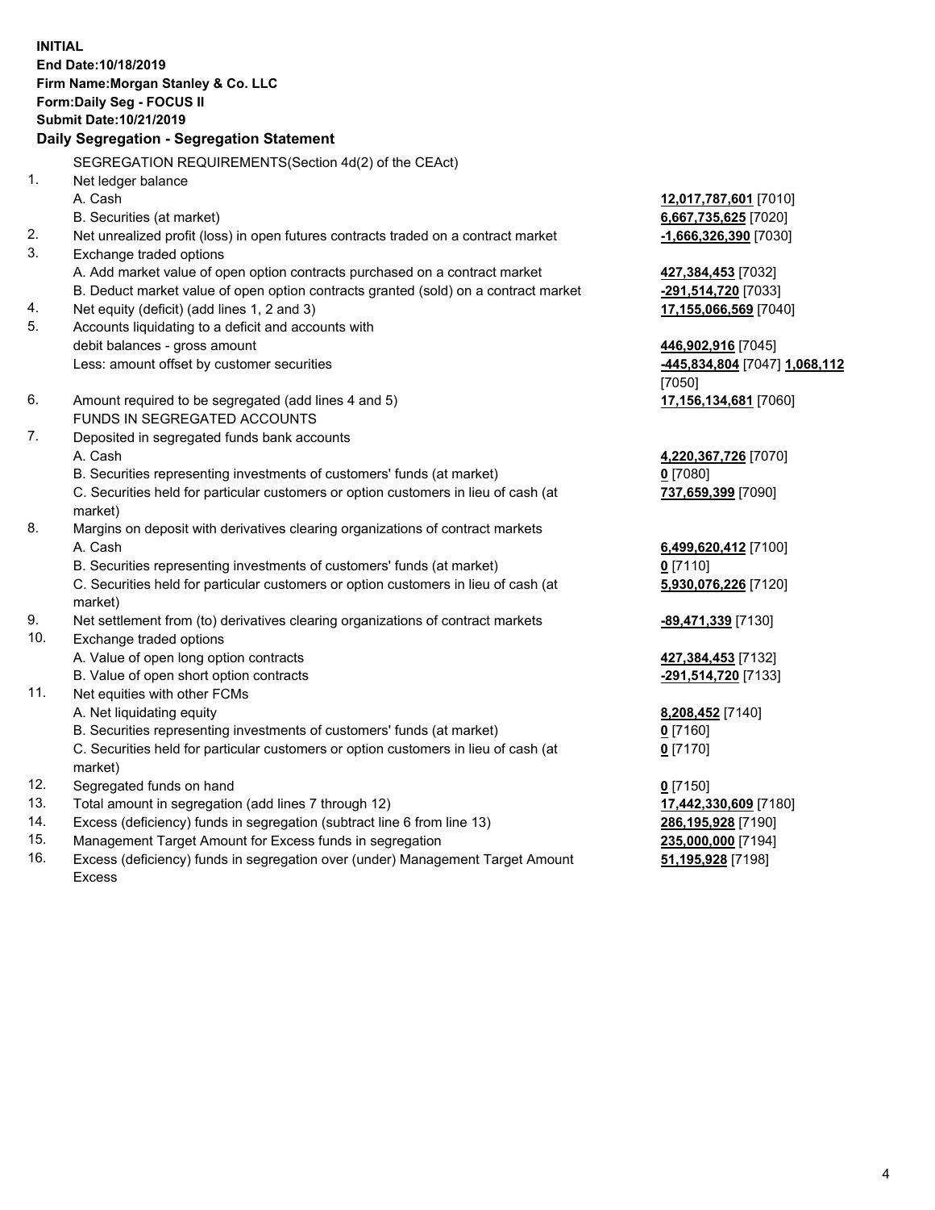**INITIAL**
**End Date:10/18/2019**
**Firm Name:Morgan Stanley & Co. LLC**
**Form:Daily Seg - FOCUS II**
**Submit Date:10/21/2019**

## Daily Segregation - Segregation Statement

SEGREGATION REQUIREMENTS(Section 4d(2) of the CEAct)

| | | |
|---|---|---|
| 1. | Net ledger balance | |
| | A. Cash | **12,017,787,601** [7010] |
| | B. Securities (at market) | **6,667,735,625** [7020] |
| 2. | Net unrealized profit (loss) in open futures contracts traded on a contract market | **-1,666,326,390** [7030] |
| 3. | Exchange traded options | |
| | A. Add market value of open option contracts purchased on a contract market | **427,384,453** [7032] |
| | B. Deduct market value of open option contracts granted (sold) on a contract market | **-291,514,720** [7033] |
| 4. | Net equity (deficit) (add lines 1, 2 and 3) | **17,155,066,569** [7040] |
| 5. | Accounts liquidating to a deficit and accounts with debit balances - gross amount | **446,902,916** [7045] |
| | Less: amount offset by customer securities | **-445,834,804** [7047] **1,068,112** [7050] |
| 6. | Amount required to be segregated (add lines 4 and 5) | **17,156,134,681** [7060] |
| | FUNDS IN SEGREGATED ACCOUNTS | |
| 7. | Deposited in segregated funds bank accounts | |
| | A. Cash | **4,220,367,726** [7070] |
| | B. Securities representing investments of customers' funds (at market) | **0** [7080] |
| | C. Securities held for particular customers or option customers in lieu of cash (at market) | **737,659,399** [7090] |
| 8. | Margins on deposit with derivatives clearing organizations of contract markets | |
| | A. Cash | **6,499,620,412** [7100] |
| | B. Securities representing investments of customers' funds (at market) | **0** [7110] |
| | C. Securities held for particular customers or option customers in lieu of cash (at market) | **5,930,076,226** [7120] |
| 9. | Net settlement from (to) derivatives clearing organizations of contract markets | **-89,471,339** [7130] |
| 10. | Exchange traded options | |
| | A. Value of open long option contracts | **427,384,453** [7132] |
| | B. Value of open short option contracts | **-291,514,720** [7133] |
| 11. | Net equities with other FCMs | |
| | A. Net liquidating equity | **8,208,452** [7140] |
| | B. Securities representing investments of customers' funds (at market) | **0** [7160] |
| | C. Securities held for particular customers or option customers in lieu of cash (at market) | **0** [7170] |
| 12. | Segregated funds on hand | **0** [7150] |
| 13. | Total amount in segregation (add lines 7 through 12) | **17,442,330,609** [7180] |
| 14. | Excess (deficiency) funds in segregation (subtract line 6 from line 13) | **286,195,928** [7190] |
| 15. | Management Target Amount for Excess funds in segregation | **235,000,000** [7194] |
| 16. | Excess (deficiency) funds in segregation over (under) Management Target Amount Excess | **51,195,928** [7198] |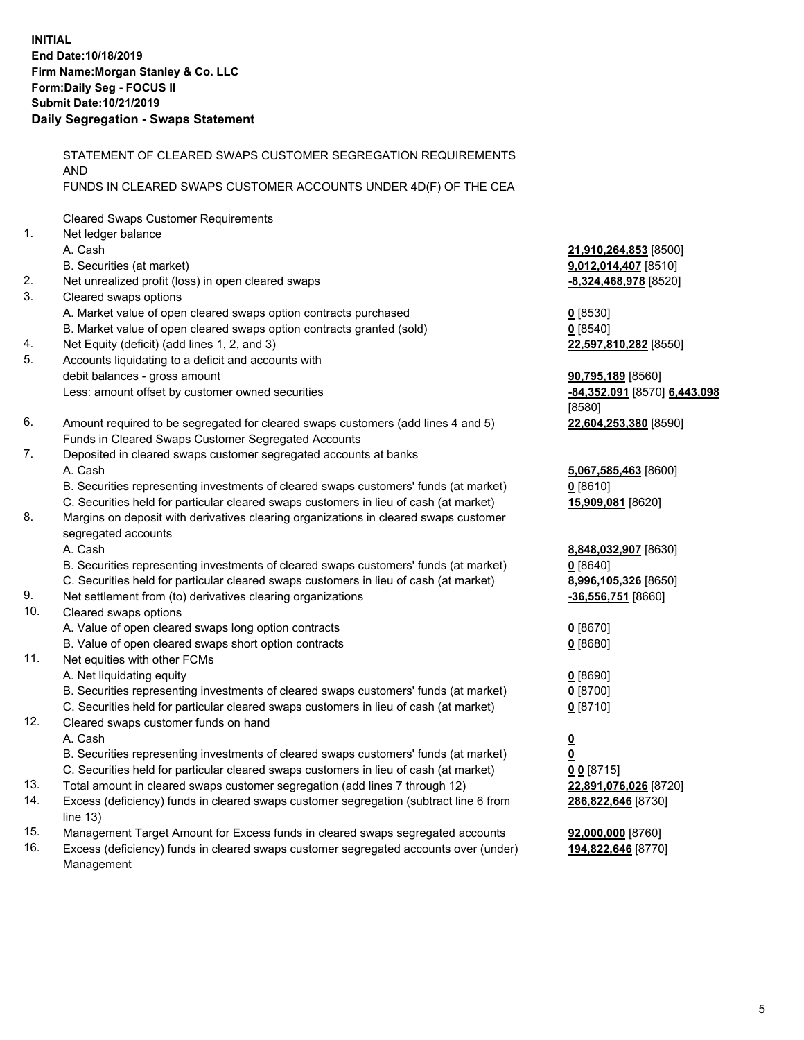**INITIAL**
**End Date:10/18/2019**
**Firm Name:Morgan Stanley & Co. LLC**
**Form:Daily Seg - FOCUS II**
**Submit Date:10/21/2019**
**Daily Segregation - Swaps Statement**

STATEMENT OF CLEARED SWAPS CUSTOMER SEGREGATION REQUIREMENTS AND FUNDS IN CLEARED SWAPS CUSTOMER ACCOUNTS UNDER 4D(F) OF THE CEA

| | | |
|---|---|---|
| | Cleared Swaps Customer Requirements | |
| 1. | Net ledger balance | |
| | A. Cash | **21,910,264,853** [8500] |
| | B. Securities (at market) | **9,012,014,407** [8510] |
| 2. | Net unrealized profit (loss) in open cleared swaps | **-8,324,468,978** [8520] |
| 3. | Cleared swaps options | |
| | A. Market value of open cleared swaps option contracts purchased | **0** [8530] |
| | B. Market value of open cleared swaps option contracts granted (sold) | **0** [8540] |
| 4. | Net Equity (deficit) (add lines 1, 2, and 3) | **22,597,810,282** [8550] |
| 5. | Accounts liquidating to a deficit and accounts with debit balances - gross amount | **90,795,189** [8560] |
| | Less: amount offset by customer owned securities | **-84,352,091** [8570] **6,443,098** [8580] |
| 6. | Amount required to be segregated for cleared swaps customers (add lines 4 and 5) | **22,604,253,380** [8590] |
| | Funds in Cleared Swaps Customer Segregated Accounts | |
| 7. | Deposited in cleared swaps customer segregated accounts at banks | |
| | A. Cash | **5,067,585,463** [8600] |
| | B. Securities representing investments of cleared swaps customers' funds (at market) | **0** [8610] |
| | C. Securities held for particular cleared swaps customers in lieu of cash (at market) | **15,909,081** [8620] |
| 8. | Margins on deposit with derivatives clearing organizations in cleared swaps customer segregated accounts | |
| | A. Cash | **8,848,032,907** [8630] |
| | B. Securities representing investments of cleared swaps customers' funds (at market) | **0** [8640] |
| | C. Securities held for particular cleared swaps customers in lieu of cash (at market) | **8,996,105,326** [8650] |
| 9. | Net settlement from (to) derivatives clearing organizations | **-36,556,751** [8660] |
| 10. | Cleared swaps options | |
| | A. Value of open cleared swaps long option contracts | **0** [8670] |
| | B. Value of open cleared swaps short option contracts | **0** [8680] |
| 11. | Net equities with other FCMs | |
| | A. Net liquidating equity | **0** [8690] |
| | B. Securities representing investments of cleared swaps customers' funds (at market) | **0** [8700] |
| | C. Securities held for particular cleared swaps customers in lieu of cash (at market) | **0** [8710] |
| 12. | Cleared swaps customer funds on hand | |
| | A. Cash | **0** |
| | B. Securities representing investments of cleared swaps customers' funds (at market) | **0** |
| | C. Securities held for particular cleared swaps customers in lieu of cash (at market) | **0** **0** [8715] |
| 13. | Total amount in cleared swaps customer segregation (add lines 7 through 12) | **22,891,076,026** [8720] |
| 14. | Excess (deficiency) funds in cleared swaps customer segregation (subtract line 6 from line 13) | **286,822,646** [8730] |
| 15. | Management Target Amount for Excess funds in cleared swaps segregated accounts | **92,000,000** [8760] |
| 16. | Excess (deficiency) funds in cleared swaps customer segregated accounts over (under) Management | **194,822,646** [8770] |